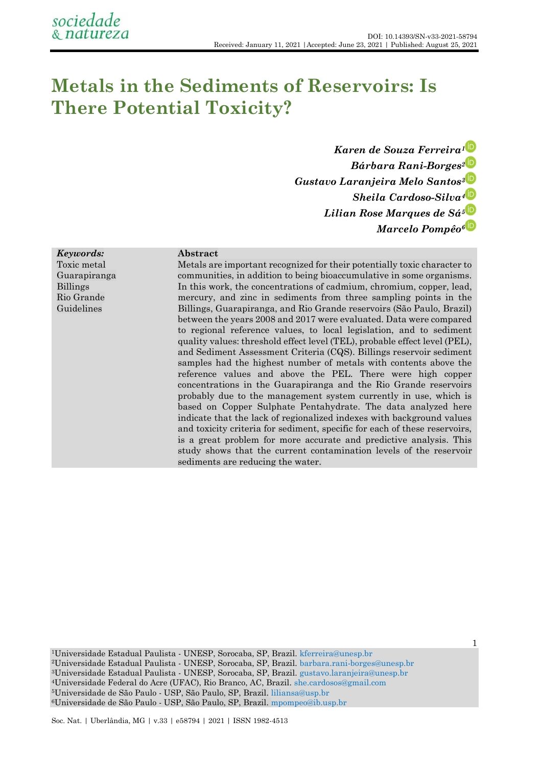DOI: 10.14393/SN-v33-2021-58794
Received: January 11, 2021 | Accepted: June 23, 2021 | Published: August 25, 2021

# Metals in the Sediments of Reservoirs: Is There Potential Toxicity?

***Karen de Souza Ferreira[1]***
***Bárbara Rani-Borges[2]***
***Gustavo Laranjeira Melo Santos[3]***
***Sheila Cardoso-Silva[4]***
***Lilian Rose Marques de Sá[5]***
***Marcelo Pompêo[6]***

***Keywords:***
Toxic metal
Guarapiranga
Billings
Rio Grande
Guidelines

**Abstract**

Metals are important recognized for their potentially toxic character to communities, in addition to being bioaccumulative in some organisms. In this work, the concentrations of cadmium, chromium, copper, lead, mercury, and zinc in sediments from three sampling points in the Billings, Guarapiranga, and Rio Grande reservoirs (São Paulo, Brazil) between the years 2008 and 2017 were evaluated. Data were compared to regional reference values, to local legislation, and to sediment quality values: threshold effect level (TEL), probable effect level (PEL), and Sediment Assessment Criteria (CQS). Billings reservoir sediment samples had the highest number of metals with contents above the reference values and above the PEL. There were high copper concentrations in the Guarapiranga and the Rio Grande reservoirs probably due to the management system currently in use, which is based on Copper Sulphate Pentahydrate. The data analyzed here indicate that the lack of regionalized indexes with background values and toxicity criteria for sediment, specific for each of these reservoirs, is a great problem for more accurate and predictive analysis. This study shows that the current contamination levels of the reservoir sediments are reducing the water.

[1]Universidade Estadual Paulista - UNESP, Sorocaba, SP, Brazil. kferreira@unesp.br
[2]Universidade Estadual Paulista - UNESP, Sorocaba, SP, Brazil. barbara.rani-borges@unesp.br
[3]Universidade Estadual Paulista - UNESP, Sorocaba, SP, Brazil. gustavo.laranjeira@unesp.br
[4]Universidade Federal do Acre (UFAC), Rio Branco, AC, Brazil. she.cardosos@gmail.com
[5]Universidade de São Paulo - USP, São Paulo, SP, Brazil. liliansa@usp.br
[6]Universidade de São Paulo - USP, São Paulo, SP, Brazil. mpompeo@ib.usp.br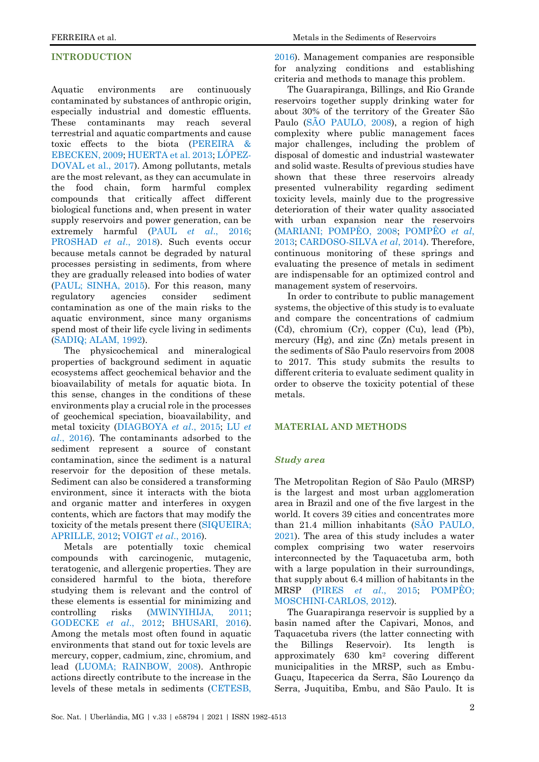## INTRODUCTION

Aquatic environments are continuously contaminated by substances of anthropic origin, especially industrial and domestic effluents. These contaminants may reach several terrestrial and aquatic compartments and cause toxic effects to the biota (PEREIRA & EBECKEN, 2009; HUERTA et al. 2013; LÓPEZ-DOVAL et al., 2017). Among pollutants, metals are the most relevant, as they can accumulate in the food chain, form harmful complex compounds that critically affect different biological functions and, when present in water supply reservoirs and power generation, can be extremely harmful (PAUL *et al.*, 2016; PROSHAD *et al.*, 2018). Such events occur because metals cannot be degraded by natural processes persisting in sediments, from where they are gradually released into bodies of water (PAUL; SINHA, 2015). For this reason, many regulatory agencies consider sediment contamination as one of the main risks to the aquatic environment, since many organisms spend most of their life cycle living in sediments (SADIQ; ALAM, 1992).

The physicochemical and mineralogical properties of background sediment in aquatic ecosystems affect geochemical behavior and the bioavailability of metals for aquatic biota. In this sense, changes in the conditions of these environments play a crucial role in the processes of geochemical speciation, bioavailability, and metal toxicity (DIAGBOYA *et al.*, 2015; LU *et al.*, 2016). The contaminants adsorbed to the sediment represent a source of constant contamination, since the sediment is a natural reservoir for the deposition of these metals. Sediment can also be considered a transforming environment, since it interacts with the biota and organic matter and interferes in oxygen contents, which are factors that may modify the toxicity of the metals present there (SIQUEIRA; APRILLE, 2012; VOIGT *et al.*, 2016).

Metals are potentially toxic chemical compounds with carcinogenic, mutagenic, teratogenic, and allergenic properties. They are considered harmful to the biota, therefore studying them is relevant and the control of these elements is essential for minimizing and controlling risks (MWINYIHIJA, 2011; GODECKE *et al.*, 2012; BHUSARI, 2016). Among the metals most often found in aquatic environments that stand out for toxic levels are mercury, copper, cadmium, zinc, chromium, and lead (LUOMA; RAINBOW, 2008). Anthropic actions directly contribute to the increase in the levels of these metals in sediments (CETESB, 2016). Management companies are responsible for analyzing conditions and establishing criteria and methods to manage this problem.

The Guarapiranga, Billings, and Rio Grande reservoirs together supply drinking water for about 30% of the territory of the Greater São Paulo (SÃO PAULO, 2008), a region of high complexity where public management faces major challenges, including the problem of disposal of domestic and industrial wastewater and solid waste. Results of previous studies have shown that these three reservoirs already presented vulnerability regarding sediment toxicity levels, mainly due to the progressive deterioration of their water quality associated with urban expansion near the reservoirs (MARIANI; POMPÊO, 2008; POMPÊO *et al*, 2013; CARDOSO-SILVA *et al*, 2014). Therefore, continuous monitoring of these springs and evaluating the presence of metals in sediment are indispensable for an optimized control and management system of reservoirs.

In order to contribute to public management systems, the objective of this study is to evaluate and compare the concentrations of cadmium (Cd), chromium (Cr), copper (Cu), lead (Pb), mercury (Hg), and zinc (Zn) metals present in the sediments of São Paulo reservoirs from 2008 to 2017. This study submits the results to different criteria to evaluate sediment quality in order to observe the toxicity potential of these metals.

## MATERIAL AND METHODS

### *Study area*

The Metropolitan Region of São Paulo (MRSP) is the largest and most urban agglomeration area in Brazil and one of the five largest in the world. It covers 39 cities and concentrates more than 21.4 million inhabitants (SÃO PAULO, 2021). The area of this study includes a water complex comprising two water reservoirs interconnected by the Taquacetuba arm, both with a large population in their surroundings, that supply about 6.4 million of habitants in the MRSP (PIRES *et al.*, 2015; POMPÊO; MOSCHINI-CARLOS, 2012).

The Guarapiranga reservoir is supplied by a basin named after the Capivari, Monos, and Taquacetuba rivers (the latter connecting with the Billings Reservoir). Its length is approximately 630 km² covering different municipalities in the MRSP, such as Embu-Guaçu, Itapecerica da Serra, São Lourenço da Serra, Juquitiba, Embu, and São Paulo. It is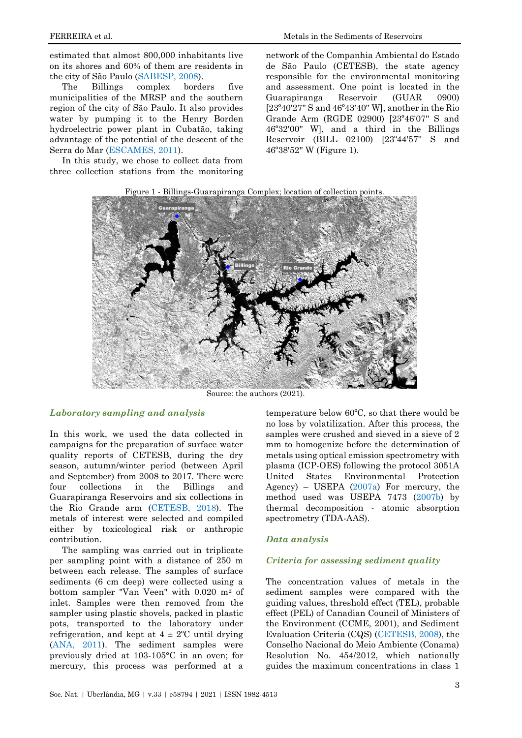estimated that almost 800,000 inhabitants live on its shores and 60% of them are residents in the city of São Paulo (SABESP, 2008).

The Billings complex borders five municipalities of the MRSP and the southern region of the city of São Paulo. It also provides water by pumping it to the Henry Borden hydroelectric power plant in Cubatão, taking advantage of the potential of the descent of the Serra do Mar (ESCAMES, 2011).

In this study, we chose to collect data from three collection stations from the monitoring network of the Companhia Ambiental do Estado de São Paulo (CETESB), the state agency responsible for the environmental monitoring and assessment. One point is located in the Guarapiranga Reservoir (GUAR 0900) [23º40'27" S and 46º43'40" W], another in the Rio Grande Arm (RGDE 02900) [23º46'07" S and 46º32'00" W], and a third in the Billings Reservoir (BILL 02100) [23º44'57" S and 46º38'52" W (Figure 1).

Figure 1 - Billings-Guarapiranga Complex; location of collection points.

Source: the authors (2021).

### *Laboratory sampling and analysis*

In this work, we used the data collected in campaigns for the preparation of surface water quality reports of CETESB, during the dry season, autumn/winter period (between April and September) from 2008 to 2017. There were four collections in the Billings and Guarapiranga Reservoirs and six collections in the Rio Grande arm (CETESB, 2018). The metals of interest were selected and compiled either by toxicological risk or anthropic contribution.

The sampling was carried out in triplicate per sampling point with a distance of 250 m between each release. The samples of surface sediments (6 cm deep) were collected using a bottom sampler "Van Veen" with 0.020 m² of inlet. Samples were then removed from the sampler using plastic shovels, packed in plastic pots, transported to the laboratory under refrigeration, and kept at 4 ± 2ºC until drying (ANA, 2011). The sediment samples were previously dried at 103-105°C in an oven; for mercury, this process was performed at a temperature below 60ºC, so that there would be no loss by volatilization. After this process, the samples were crushed and sieved in a sieve of 2 mm to homogenize before the determination of metals using optical emission spectrometry with plasma (ICP-OES) following the protocol 3051A United States Environmental Protection Agency) – USEPA (2007a) For mercury, the method used was USEPA 7473 (2007b) by thermal decomposition - atomic absorption spectrometry (TDA-AAS).

### *Data analysis*

### *Criteria for assessing sediment quality*

The concentration values of metals in the sediment samples were compared with the guiding values, threshold effect (TEL), probable effect (PEL) of Canadian Council of Ministers of the Environment (CCME, 2001), and Sediment Evaluation Criteria (CQS) (CETESB, 2008), the Conselho Nacional do Meio Ambiente (Conama) Resolution No. 454/2012, which nationally guides the maximum concentrations in class 1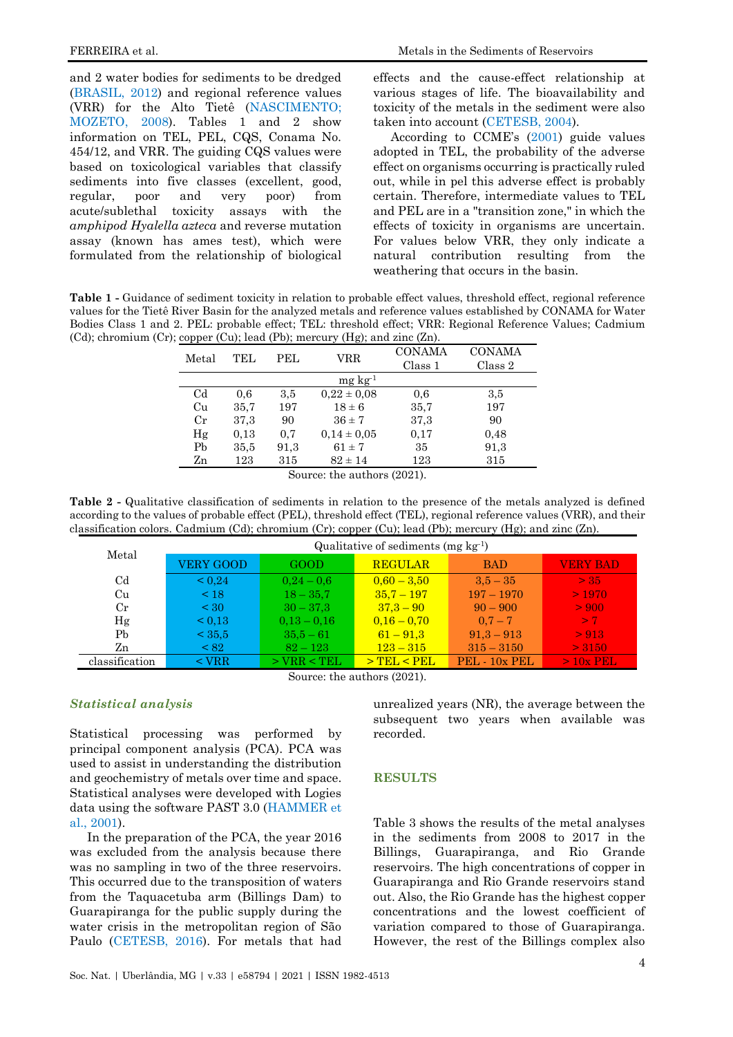and 2 water bodies for sediments to be dredged (BRASIL, 2012) and regional reference values (VRR) for the Alto Tietê (NASCIMENTO; MOZETO, 2008). Tables 1 and 2 show information on TEL, PEL, CQS, Conama No. 454/12, and VRR. The guiding CQS values were based on toxicological variables that classify sediments into five classes (excellent, good, regular, poor and very poor) from acute/sublethal toxicity assays with the *amphipod Hyalella azteca* and reverse mutation assay (known has ames test), which were formulated from the relationship of biological effects and the cause-effect relationship at various stages of life. The bioavailability and toxicity of the metals in the sediment were also taken into account (CETESB, 2004).

According to CCME's (2001) guide values adopted in TEL, the probability of the adverse effect on organisms occurring is practically ruled out, while in pel this adverse effect is probably certain. Therefore, intermediate values to TEL and PEL are in a "transition zone," in which the effects of toxicity in organisms are uncertain. For values below VRR, they only indicate a natural contribution resulting from the weathering that occurs in the basin.

**Table 1 -** Guidance of sediment toxicity in relation to probable effect values, threshold effect, regional reference values for the Tietê River Basin for the analyzed metals and reference values established by CONAMA for Water Bodies Class 1 and 2. PEL: probable effect; TEL: threshold effect; VRR: Regional Reference Values; Cadmium (Cd); chromium (Cr); copper (Cu); lead (Pb); mercury (Hg); and zinc (Zn).

| Metal | TEL | PEL | VRR | CONAMA Class 1 | CONAMA Class 2 |
|---|---|---|---|---|---|
| | | | mg kg$^{-1}$ | | |
| Cd | 0,6 | 3,5 | 0,22 ± 0,08 | 0,6 | 3,5 |
| Cu | 35,7 | 197 | 18 ± 6 | 35,7 | 197 |
| Cr | 37,3 | 90 | 36 ± 7 | 37,3 | 90 |
| Hg | 0,13 | 0,7 | 0,14 ± 0,05 | 0,17 | 0,48 |
| Pb | 35,5 | 91,3 | 61 ± 7 | 35 | 91,3 |
| Zn | 123 | 315 | 82 ± 14 | 123 | 315 |

Source: the authors (2021).

**Table 2 -** Qualitative classification of sediments in relation to the presence of the metals analyzed is defined according to the values of probable effect (PEL), threshold effect (TEL), regional reference values (VRR), and their classification colors. Cadmium (Cd); chromium (Cr); copper (Cu); lead (Pb); mercury (Hg); and zinc (Zn).

| Metal | Qualitative of sediments (mg kg$^{-1}$) | | | | |
|---|---|---|---|---|---|
| | VERY GOOD | GOOD | REGULAR | BAD | VERY BAD |
| Cd | < 0,24 | 0,24 – 0,6 | 0,60 – 3,50 | 3,5 – 35 | > 35 |
| Cu | < 18 | 18 – 35,7 | 35,7 – 197 | 197 – 1970 | > 1970 |
| Cr | < 30 | 30 – 37,3 | 37,3 – 90 | 90 – 900 | > 900 |
| Hg | < 0,13 | 0,13 – 0,16 | 0,16 – 0,70 | 0,7 – 7 | > 7 |
| Pb | < 35,5 | 35,5 – 61 | 61 – 91,3 | 91,3 – 913 | > 913 |
| Zn | < 82 | 82 – 123 | 123 – 315 | 315 – 3150 | > 3150 |
| classification | < VRR | > VRR < TEL | > TEL < PEL | PEL - 10x PEL | > 10x PEL |

Source: the authors (2021).

### *Statistical analysis*

Statistical processing was performed by principal component analysis (PCA). PCA was used to assist in understanding the distribution and geochemistry of metals over time and space. Statistical analyses were developed with Logies data using the software PAST 3.0 (HAMMER et al., 2001).

In the preparation of the PCA, the year 2016 was excluded from the analysis because there was no sampling in two of the three reservoirs. This occurred due to the transposition of waters from the Taquacetuba arm (Billings Dam) to Guarapiranga for the public supply during the water crisis in the metropolitan region of São Paulo (CETESB, 2016). For metals that had unrealized years (NR), the average between the subsequent two years when available was recorded.

## RESULTS

Table 3 shows the results of the metal analyses in the sediments from 2008 to 2017 in the Billings, Guarapiranga, and Rio Grande reservoirs. The high concentrations of copper in Guarapiranga and Rio Grande reservoirs stand out. Also, the Rio Grande has the highest copper concentrations and the lowest coefficient of variation compared to those of Guarapiranga. However, the rest of the Billings complex also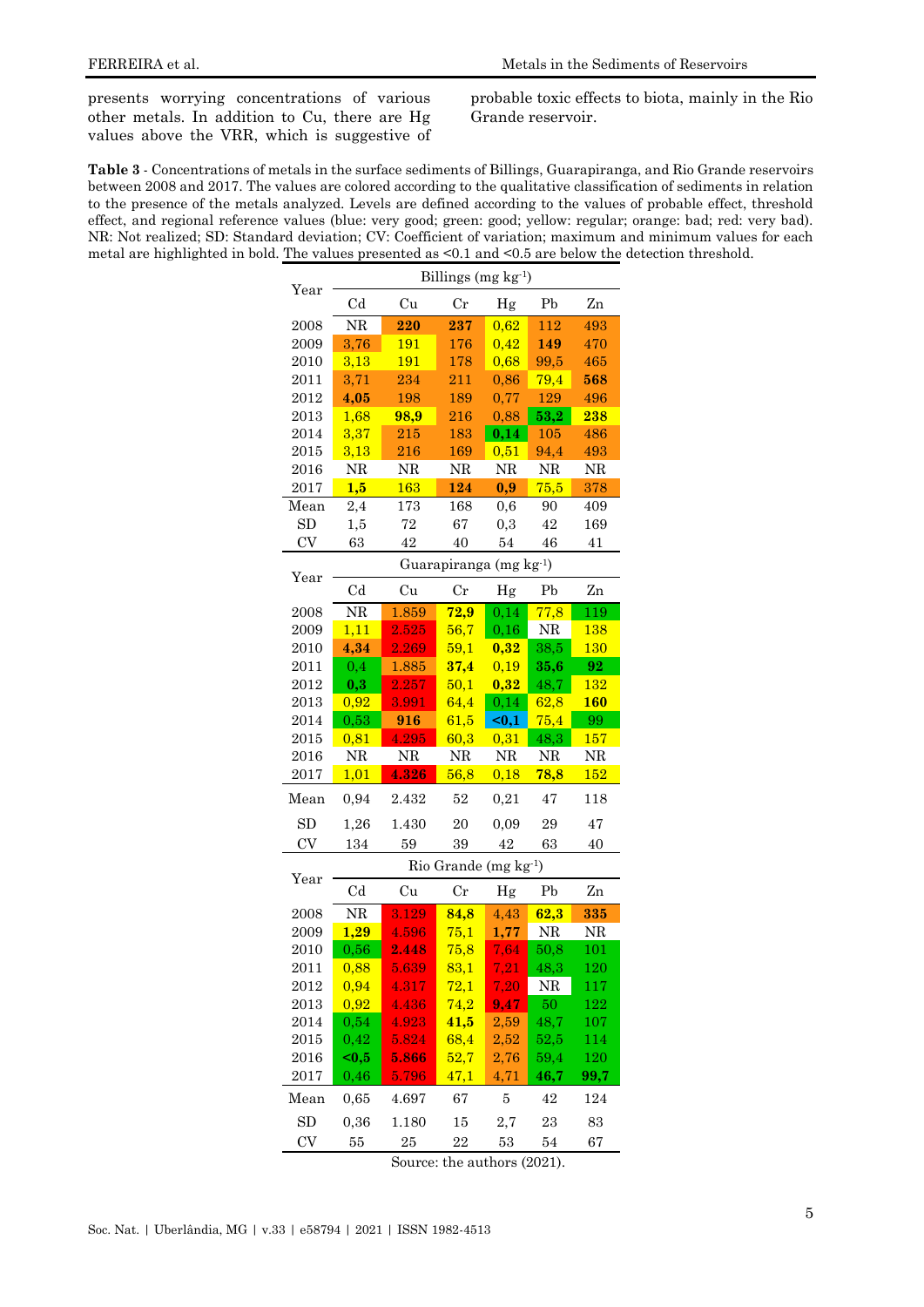presents worrying concentrations of various other metals. In addition to Cu, there are Hg values above the VRR, which is suggestive of probable toxic effects to biota, mainly in the Rio Grande reservoir.

**Table 3** - Concentrations of metals in the surface sediments of Billings, Guarapiranga, and Rio Grande reservoirs between 2008 and 2017. The values are colored according to the qualitative classification of sediments in relation to the presence of the metals analyzed. Levels are defined according to the values of probable effect, threshold effect, and regional reference values (blue: very good; green: good; yellow: regular; orange: bad; red: very bad). NR: Not realized; SD: Standard deviation; CV: Coefficient of variation; maximum and minimum values for each metal are highlighted in bold. The values presented as <0.1 and <0.5 are below the detection threshold.

| Year | Billings (mg kg$^{-1}$) | | | | | |
|---|---|---|---|---|---|---|
| | Cd | Cu | Cr | Hg | Pb | Zn |
| 2008 | NR | **220** | **237** | 0,62 | 112 | 493 |
| 2009 | 3,76 | 191 | 176 | 0,42 | **149** | 470 |
| 2010 | 3,13 | 191 | 178 | 0,68 | 99,5 | 465 |
| 2011 | 3,71 | 234 | 211 | 0,86 | 79,4 | **568** |
| 2012 | **4,05** | 198 | 189 | 0,77 | 129 | 496 |
| 2013 | 1,68 | **98,9** | 216 | 0,88 | **53,2** | **238** |
| 2014 | 3,37 | 215 | 183 | **0,14** | 105 | 486 |
| 2015 | 3,13 | 216 | 169 | 0,51 | 94,4 | 493 |
| 2016 | NR | NR | NR | NR | NR | NR |
| 2017 | **1,5** | 163 | **124** | **0,9** | 75,5 | 378 |
| Mean | 2,4 | 173 | 168 | 0,6 | 90 | 409 |
| SD | 1,5 | 72 | 67 | 0,3 | 42 | 169 |
| CV | 63 | 42 | 40 | 54 | 46 | 41 |

| Year | Guarapiranga (mg kg$^{-1}$) | | | | | |
|---|---|---|---|---|---|---|
| | Cd | Cu | Cr | Hg | Pb | Zn |
| 2008 | NR | 1.859 | **72,9** | 0,14 | 77,8 | 119 |
| 2009 | 1,11 | 2.525 | 56,7 | 0,16 | NR | 138 |
| 2010 | **4,34** | 2.269 | 59,1 | **0,32** | 38,5 | 130 |
| 2011 | 0,4 | 1.885 | **37,4** | 0,19 | **35,6** | **92** |
| 2012 | **0,3** | 2.257 | 50,1 | **0,32** | 48,7 | 132 |
| 2013 | 0,92 | 3.991 | 64,4 | 0,14 | 62,8 | **160** |
| 2014 | 0,53 | **916** | 61,5 | **<0,1** | 75,4 | 99 |
| 2015 | 0,81 | 4.295 | 60,3 | 0,31 | 48,3 | 157 |
| 2016 | NR | NR | NR | NR | NR | NR |
| 2017 | 1,01 | **4.326** | 56,8 | 0,18 | **78,8** | 152 |
| Mean | 0,94 | 2.432 | 52 | 0,21 | 47 | 118 |
| SD | 1,26 | 1.430 | 20 | 0,09 | 29 | 47 |
| CV | 134 | 59 | 39 | 42 | 63 | 40 |

| Year | Rio Grande (mg kg$^{-1}$) | | | | | |
|---|---|---|---|---|---|---|
| | Cd | Cu | Cr | Hg | Pb | Zn |
| 2008 | NR | 3.129 | **84,8** | 4,43 | **62,3** | **335** |
| 2009 | **1,29** | 4.596 | 75,1 | **1,77** | NR | NR |
| 2010 | 0,56 | **2.448** | 75,8 | 7,64 | 50,8 | 101 |
| 2011 | 0,88 | 5.639 | 83,1 | 7,21 | 48,3 | 120 |
| 2012 | 0,94 | 4.317 | 72,1 | 7,20 | NR | 117 |
| 2013 | 0,92 | 4.436 | 74,2 | **9,47** | 50 | 122 |
| 2014 | 0,54 | 4.923 | **41,5** | 2,59 | 48,7 | 107 |
| 2015 | 0,42 | 5.824 | 68,4 | 2,52 | 52,5 | 114 |
| 2016 | **<0,5** | **5.866** | 52,7 | 2,76 | 59,4 | 120 |
| 2017 | 0,46 | 5.796 | 47,1 | 4,71 | **46,7** | **99,7** |
| Mean | 0,65 | 4.697 | 67 | 5 | 42 | 124 |
| SD | 0,36 | 1.180 | 15 | 2,7 | 23 | 83 |
| CV | 55 | 25 | 22 | 53 | 54 | 67 |

Source: the authors (2021).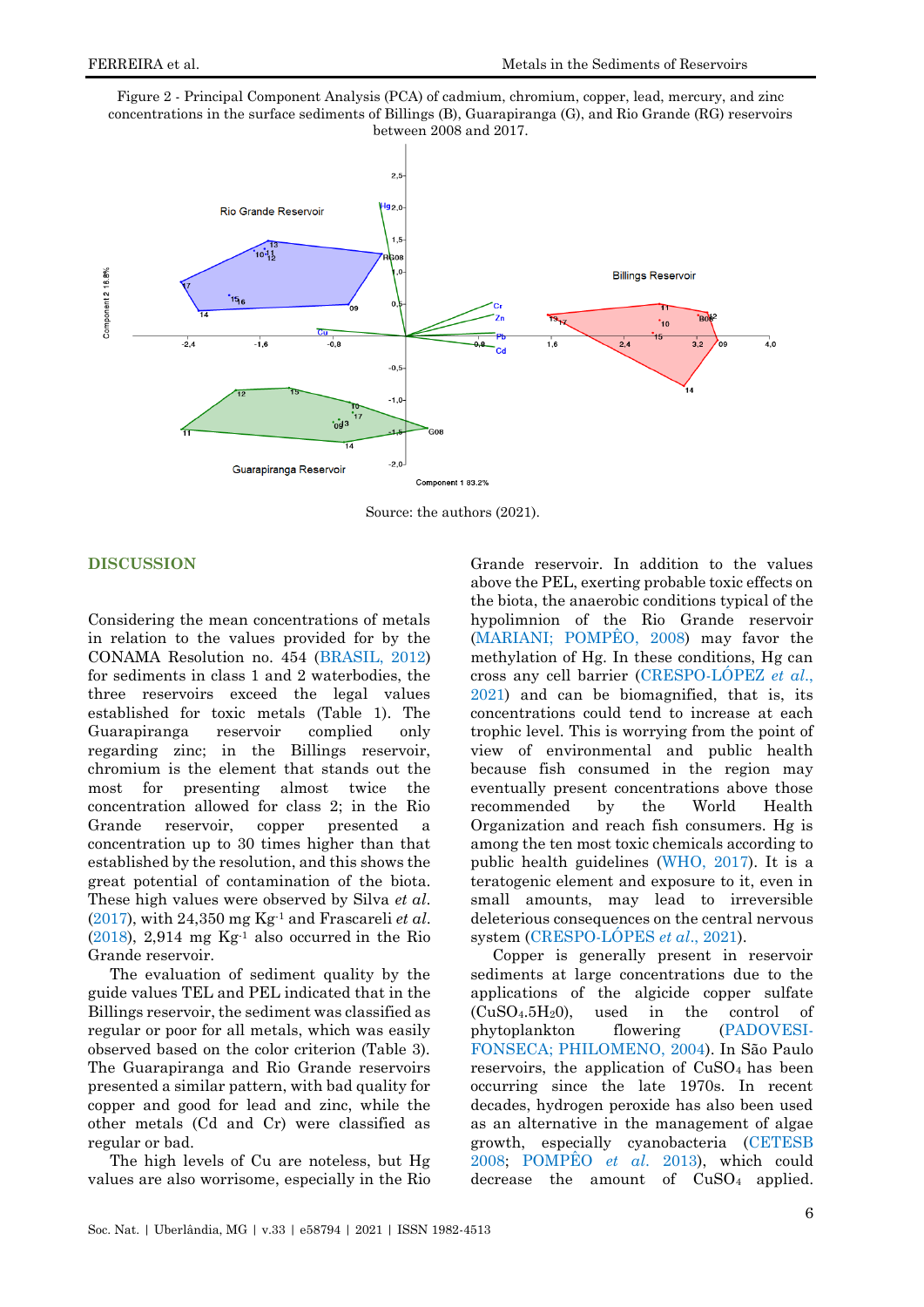Figure 2 - Principal Component Analysis (PCA) of cadmium, chromium, copper, lead, mercury, and zinc concentrations in the surface sediments of Billings (B), Guarapiranga (G), and Rio Grande (RG) reservoirs between 2008 and 2017.

Source: the authors (2021).

## DISCUSSION

Considering the mean concentrations of metals in relation to the values provided for by the CONAMA Resolution no. 454 (BRASIL, 2012) for sediments in class 1 and 2 waterbodies, the three reservoirs exceed the legal values established for toxic metals (Table 1). The Guarapiranga reservoir complied only regarding zinc; in the Billings reservoir, chromium is the element that stands out the most for presenting almost twice the concentration allowed for class 2; in the Rio Grande reservoir, copper presented a concentration up to 30 times higher than that established by the resolution, and this shows the great potential of contamination of the biota. These high values were observed by Silva *et al*. (2017), with 24,350 mg $Kg^{-1}$ and Frascareli *et al*. (2018), 2,914 mg $Kg^{-1}$ also occurred in the Rio Grande reservoir.

The evaluation of sediment quality by the guide values TEL and PEL indicated that in the Billings reservoir, the sediment was classified as regular or poor for all metals, which was easily observed based on the color criterion (Table 3). The Guarapiranga and Rio Grande reservoirs presented a similar pattern, with bad quality for copper and good for lead and zinc, while the other metals (Cd and Cr) were classified as regular or bad.

The high levels of Cu are noteless, but Hg values are also worrisome, especially in the Rio Grande reservoir. In addition to the values above the PEL, exerting probable toxic effects on the biota, the anaerobic conditions typical of the hypolimnion of the Rio Grande reservoir (MARIANI; POMPÊO, 2008) may favor the methylation of Hg. In these conditions, Hg can cross any cell barrier (CRESPO-LÓPEZ *et al*., 2021) and can be biomagnified, that is, its concentrations could tend to increase at each trophic level. This is worrying from the point of view of environmental and public health because fish consumed in the region may eventually present concentrations above those recommended by the World Health Organization and reach fish consumers. Hg is among the ten most toxic chemicals according to public health guidelines (WHO, 2017). It is a teratogenic element and exposure to it, even in small amounts, may lead to irreversible deleterious consequences on the central nervous system (CRESPO-LÓPES *et al*., 2021).

Copper is generally present in reservoir sediments at large concentrations due to the applications of the algicide copper sulfate ($CuSO_4.5H_20$), used in the control of phytoplankton flowering (PADOVESI-FONSECA; PHILOMENO, 2004). In São Paulo reservoirs, the application of $CuSO_4$ has been occurring since the late 1970s. In recent decades, hydrogen peroxide has also been used as an alternative in the management of algae growth, especially cyanobacteria (CETESB 2008; POMPÊO *et al.* 2013), which could decrease the amount of $CuSO_4$ applied.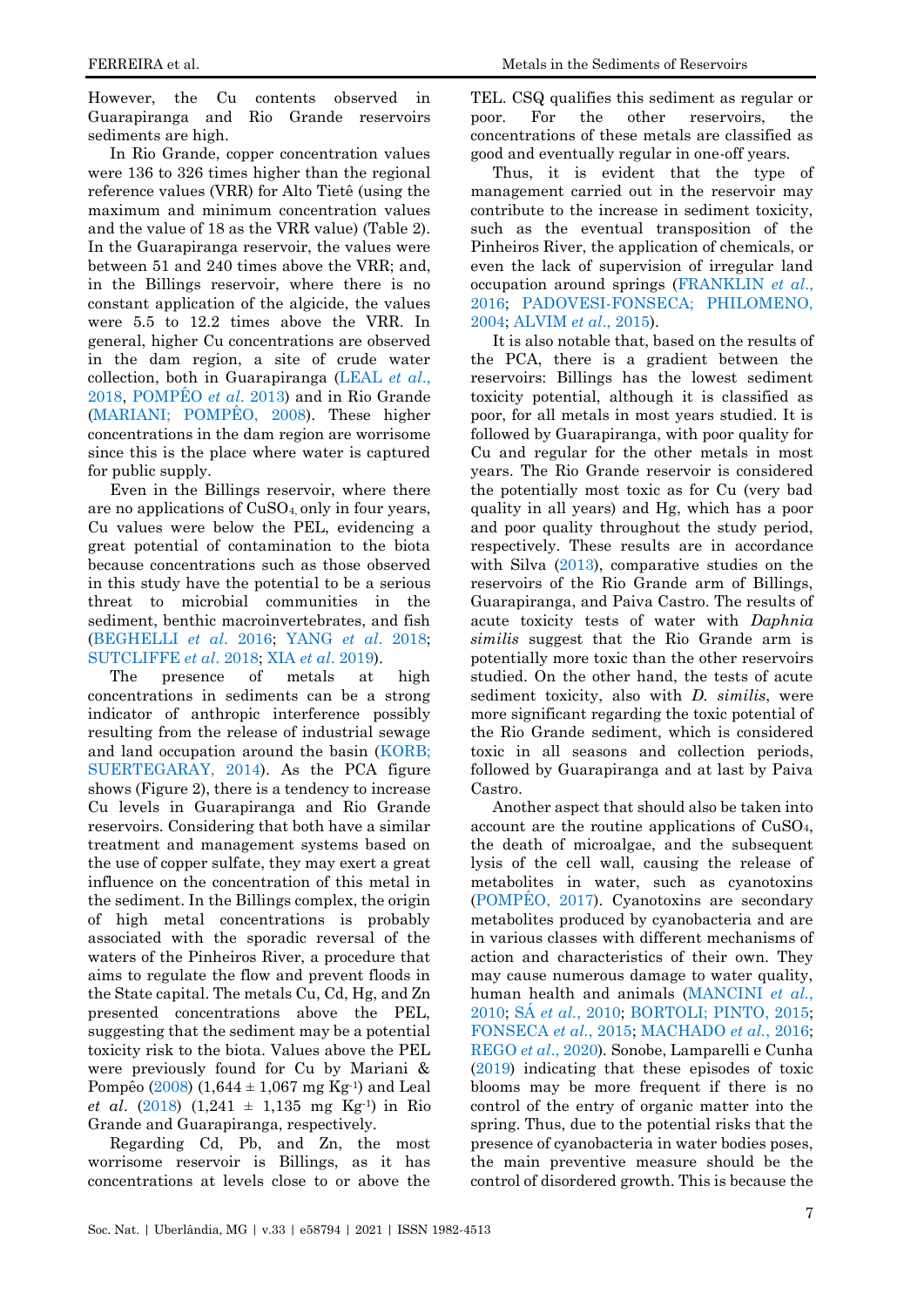However, the Cu contents observed in Guarapiranga and Rio Grande reservoirs sediments are high.

In Rio Grande, copper concentration values were 136 to 326 times higher than the regional reference values (VRR) for Alto Tietê (using the maximum and minimum concentration values and the value of 18 as the VRR value) (Table 2). In the Guarapiranga reservoir, the values were between 51 and 240 times above the VRR; and, in the Billings reservoir, where there is no constant application of the algicide, the values were 5.5 to 12.2 times above the VRR. In general, higher Cu concentrations are observed in the dam region, a site of crude water collection, both in Guarapiranga (LEAL *et al*., 2018, POMPÊO *et al*. 2013) and in Rio Grande (MARIANI; POMPÊO, 2008). These higher concentrations in the dam region are worrisome since this is the place where water is captured for public supply.

Even in the Billings reservoir, where there are no applications of $CuSO_4$, only in four years, Cu values were below the PEL, evidencing a great potential of contamination to the biota because concentrations such as those observed in this study have the potential to be a serious threat to microbial communities in the sediment, benthic macroinvertebrates, and fish (BEGHELLI *et al*. 2016; YANG *et al*. 2018; SUTCLIFFE *et al*. 2018; XIA *et al*. 2019).

The presence of metals at high concentrations in sediments can be a strong indicator of anthropic interference possibly resulting from the release of industrial sewage and land occupation around the basin (KORB; SUERTEGARAY, 2014). As the PCA figure shows (Figure 2), there is a tendency to increase Cu levels in Guarapiranga and Rio Grande reservoirs. Considering that both have a similar treatment and management systems based on the use of copper sulfate, they may exert a great influence on the concentration of this metal in the sediment. In the Billings complex, the origin of high metal concentrations is probably associated with the sporadic reversal of the waters of the Pinheiros River, a procedure that aims to regulate the flow and prevent floods in the State capital. The metals Cu, Cd, Hg, and Zn presented concentrations above the PEL, suggesting that the sediment may be a potential toxicity risk to the biota. Values above the PEL were previously found for Cu by Mariani & Pompêo (2008) (1,644 ± 1,067 mg $Kg^{-1}$) and Leal *et al*. (2018) (1,241 ± 1,135 mg $Kg^{-1}$) in Rio Grande and Guarapiranga, respectively.

Regarding Cd, Pb, and Zn, the most worrisome reservoir is Billings, as it has concentrations at levels close to or above the TEL. CSQ qualifies this sediment as regular or poor. For the other reservoirs, the concentrations of these metals are classified as good and eventually regular in one-off years.

Thus, it is evident that the type of management carried out in the reservoir may contribute to the increase in sediment toxicity, such as the eventual transposition of the Pinheiros River, the application of chemicals, or even the lack of supervision of irregular land occupation around springs (FRANKLIN *et al*., 2016; PADOVESI-FONSECA; PHILOMENO, 2004; ALVIM *et al*., 2015).

It is also notable that, based on the results of the PCA, there is a gradient between the reservoirs: Billings has the lowest sediment toxicity potential, although it is classified as poor, for all metals in most years studied. It is followed by Guarapiranga, with poor quality for Cu and regular for the other metals in most years. The Rio Grande reservoir is considered the potentially most toxic as for Cu (very bad quality in all years) and Hg, which has a poor and poor quality throughout the study period, respectively. These results are in accordance with Silva (2013), comparative studies on the reservoirs of the Rio Grande arm of Billings, Guarapiranga, and Paiva Castro. The results of acute toxicity tests of water with *Daphnia similis* suggest that the Rio Grande arm is potentially more toxic than the other reservoirs studied. On the other hand, the tests of acute sediment toxicity, also with *D. similis*, were more significant regarding the toxic potential of the Rio Grande sediment, which is considered toxic in all seasons and collection periods, followed by Guarapiranga and at last by Paiva Castro.

Another aspect that should also be taken into account are the routine applications of $CuSO_4$, the death of microalgae, and the subsequent lysis of the cell wall, causing the release of metabolites in water, such as cyanotoxins (POMPÊO, 2017). Cyanotoxins are secondary metabolites produced by cyanobacteria and are in various classes with different mechanisms of action and characteristics of their own. They may cause numerous damage to water quality, human health and animals (MANCINI *et al*., 2010; SÁ *et al*., 2010; BORTOLI; PINTO, 2015; FONSECA *et al*., 2015; MACHADO *et al*., 2016; REGO *et al*., 2020). Sonobe, Lamparelli e Cunha (2019) indicating that these episodes of toxic blooms may be more frequent if there is no control of the entry of organic matter into the spring. Thus, due to the potential risks that the presence of cyanobacteria in water bodies poses, the main preventive measure should be the control of disordered growth. This is because the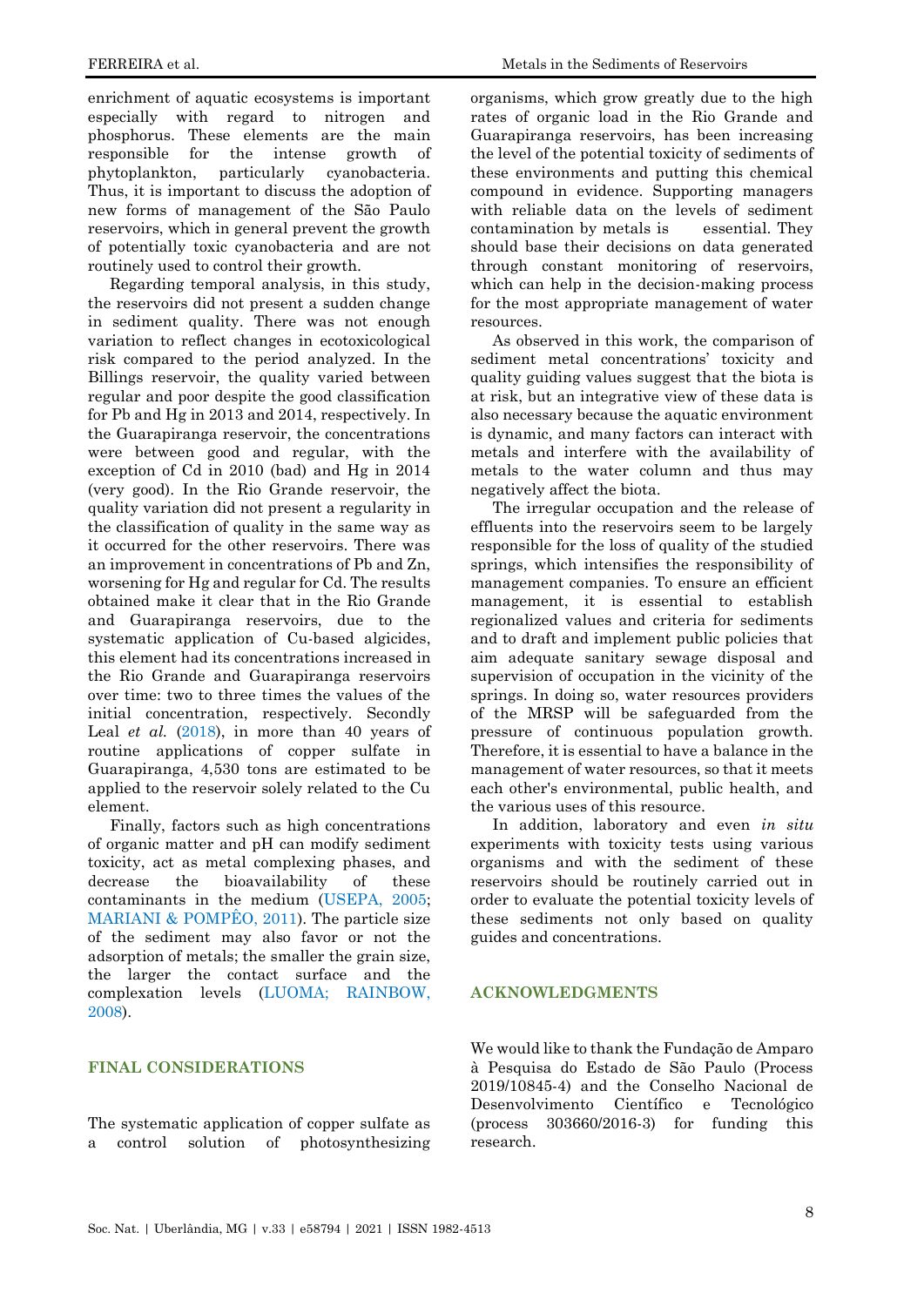enrichment of aquatic ecosystems is important especially with regard to nitrogen and phosphorus. These elements are the main responsible for the intense growth of phytoplankton, particularly cyanobacteria. Thus, it is important to discuss the adoption of new forms of management of the São Paulo reservoirs, which in general prevent the growth of potentially toxic cyanobacteria and are not routinely used to control their growth.

Regarding temporal analysis, in this study, the reservoirs did not present a sudden change in sediment quality. There was not enough variation to reflect changes in ecotoxicological risk compared to the period analyzed. In the Billings reservoir, the quality varied between regular and poor despite the good classification for Pb and Hg in 2013 and 2014, respectively. In the Guarapiranga reservoir, the concentrations were between good and regular, with the exception of Cd in 2010 (bad) and Hg in 2014 (very good). In the Rio Grande reservoir, the quality variation did not present a regularity in the classification of quality in the same way as it occurred for the other reservoirs. There was an improvement in concentrations of Pb and Zn, worsening for Hg and regular for Cd. The results obtained make it clear that in the Rio Grande and Guarapiranga reservoirs, due to the systematic application of Cu-based algicides, this element had its concentrations increased in the Rio Grande and Guarapiranga reservoirs over time: two to three times the values of the initial concentration, respectively. Secondly Leal *et al.* (2018), in more than 40 years of routine applications of copper sulfate in Guarapiranga, 4,530 tons are estimated to be applied to the reservoir solely related to the Cu element.

Finally, factors such as high concentrations of organic matter and pH can modify sediment toxicity, act as metal complexing phases, and decrease the bioavailability of these contaminants in the medium (USEPA, 2005; MARIANI & POMPÊO, 2011). The particle size of the sediment may also favor or not the adsorption of metals; the smaller the grain size, the larger the contact surface and the complexation levels (LUOMA; RAINBOW, 2008).

## FINAL CONSIDERATIONS

The systematic application of copper sulfate as a control solution of photosynthesizing organisms, which grow greatly due to the high rates of organic load in the Rio Grande and Guarapiranga reservoirs, has been increasing the level of the potential toxicity of sediments of these environments and putting this chemical compound in evidence. Supporting managers with reliable data on the levels of sediment contamination by metals is essential. They should base their decisions on data generated through constant monitoring of reservoirs, which can help in the decision-making process for the most appropriate management of water resources.

As observed in this work, the comparison of sediment metal concentrations' toxicity and quality guiding values suggest that the biota is at risk, but an integrative view of these data is also necessary because the aquatic environment is dynamic, and many factors can interact with metals and interfere with the availability of metals to the water column and thus may negatively affect the biota.

The irregular occupation and the release of effluents into the reservoirs seem to be largely responsible for the loss of quality of the studied springs, which intensifies the responsibility of management companies. To ensure an efficient management, it is essential to establish regionalized values and criteria for sediments and to draft and implement public policies that aim adequate sanitary sewage disposal and supervision of occupation in the vicinity of the springs. In doing so, water resources providers of the MRSP will be safeguarded from the pressure of continuous population growth. Therefore, it is essential to have a balance in the management of water resources, so that it meets each other's environmental, public health, and the various uses of this resource.

In addition, laboratory and even *in situ* experiments with toxicity tests using various organisms and with the sediment of these reservoirs should be routinely carried out in order to evaluate the potential toxicity levels of these sediments not only based on quality guides and concentrations.

## ACKNOWLEDGMENTS

We would like to thank the Fundação de Amparo à Pesquisa do Estado de São Paulo (Process 2019/10845-4) and the Conselho Nacional de Desenvolvimento Científico e Tecnológico (process 303660/2016-3) for funding this research.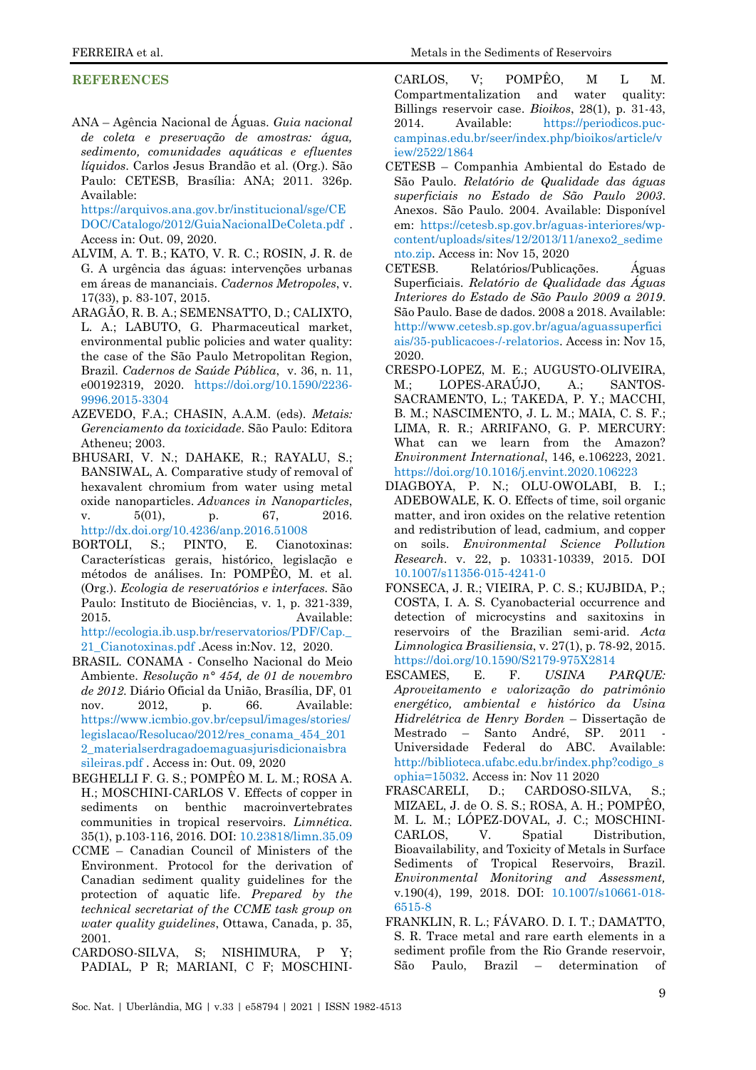## REFERENCES

ANA – Agência Nacional de Águas. *Guia nacional de coleta e preservação de amostras: água, sedimento, comunidades aquáticas e efluentes líquidos*. Carlos Jesus Brandão et al. (Org.). São Paulo: CETESB, Brasília: ANA; 2011. 326p. Available: https://arquivos.ana.gov.br/institucional/sge/CEDOC/Catalogo/2012/GuiaNacionalDeColeta.pdf . Access in: Out. 09, 2020.

ALVIM, A. T. B.; KATO, V. R. C.; ROSIN, J. R. de G. A urgência das águas: intervenções urbanas em áreas de mananciais. *Cadernos Metropoles*, v. 17(33), p. 83-107, 2015.

ARAGÃO, R. B. A.; SEMENSATTO, D.; CALIXTO, L. A.; LABUTO, G. Pharmaceutical market, environmental public policies and water quality: the case of the São Paulo Metropolitan Region, Brazil. *Cadernos de Saúde Pública*, v. 36, n. 11, e00192319, 2020. https://doi.org/10.1590/2236-9996.2015-3304

AZEVEDO, F.A.; CHASIN, A.A.M. (eds). *Metais: Gerenciamento da toxicidade*. São Paulo: Editora Atheneu; 2003.

BHUSARI, V. N.; DAHAKE, R.; RAYALU, S.; BANSIWAL, A. Comparative study of removal of hexavalent chromium from water using metal oxide nanoparticles. *Advances in Nanoparticles*, v. 5(01), p. 67, 2016. http://dx.doi.org/10.4236/anp.2016.51008

BORTOLI, S.; PINTO, E. Cianotoxinas: Características gerais, histórico, legislação e métodos de análises. In: POMPÊO, M. et al. (Org.). *Ecologia de reservatórios e interfaces.* São Paulo: Instituto de Biociências, v. 1, p. 321-339, 2015. Available: http://ecologia.ib.usp.br/reservatorios/PDF/Cap._21_Cianotoxinas.pdf .Acess in:Nov. 12, 2020.

BRASIL. CONAMA - Conselho Nacional do Meio Ambiente. *Resolução n° 454, de 01 de novembro de 2012.* Diário Oficial da União, Brasília, DF, 01 nov. 2012, p. 66. Available: https://www.icmbio.gov.br/cepsul/images/stories/legislacao/Resolucao/2012/res_conama_454_2012_materialserdragadoemaguasjurisdicionaisbrasileiras.pdf . Access in: Out. 09, 2020

BEGHELLI F. G. S.; POMPÊO M. L. M.; ROSA A. H.; MOSCHINI-CARLOS V. Effects of copper in sediments on benthic macroinvertebrates communities in tropical reservoirs. *Limnética.* 35(1), p.103-116, 2016. DOI: 10.23818/limn.35.09

CCME – Canadian Council of Ministers of the Environment. Protocol for the derivation of Canadian sediment quality guidelines for the protection of aquatic life. *Prepared by the technical secretariat of the CCME task group on water quality guidelines*, Ottawa, Canada, p. 35, 2001.

CARDOSO-SILVA, S; NISHIMURA, P Y; PADIAL, P R; MARIANI, C F; MOSCHINI-CARLOS, V; POMPÊO, M L M. Compartmentalization and water quality: Billings reservoir case. *Bioikos*, 28(1), p. 31-43, 2014. Available: https://periodicos.puc-campinas.edu.br/seer/index.php/bioikos/article/view/2522/1864

CETESB – Companhia Ambiental do Estado de São Paulo. *Relatório de Qualidade das águas superficiais no Estado de São Paulo 2003*. Anexos. São Paulo. 2004. Available: Disponível em: https://cetesb.sp.gov.br/aguas-interiores/wp-content/uploads/sites/12/2013/11/anexo2_sedimento.zip. Access in: Nov 15, 2020

CETESB. Relatórios/Publicações. Águas Superficiais. *Relatório de Qualidade das Águas Interiores do Estado de São Paulo 2009 a 2019*. São Paulo. Base de dados. 2008 a 2018. Available: http://www.cetesb.sp.gov.br/agua/aguassuperficiais/35-publicacoes-/-relatorios. Access in: Nov 15, 2020.

CRESPO-LOPEZ, M. E.; AUGUSTO-OLIVEIRA, M.; LOPES-ARAÚJO, A.; SANTOS-SACRAMENTO, L.; TAKEDA, P. Y.; MACCHI, B. M.; NASCIMENTO, J. L. M.; MAIA, C. S. F.; LIMA, R. R.; ARRIFANO, G. P. MERCURY: What can we learn from the Amazon? *Environment International*, 146, e.106223, 2021. https://doi.org/10.1016/j.envint.2020.106223

DIAGBOYA, P. N.; OLU-OWOLABI, B. I.; ADEBOWALE, K. O. Effects of time, soil organic matter, and iron oxides on the relative retention and redistribution of lead, cadmium, and copper on soils. *Environmental Science Pollution Research*. v. 22, p. 10331-10339, 2015. DOI 10.1007/s11356-015-4241-0

FONSECA, J. R.; VIEIRA, P. C. S.; KUJBIDA, P.; COSTA, I. A. S. Cyanobacterial occurrence and detection of microcystins and saxitoxins in reservoirs of the Brazilian semi-arid. *Acta Limnologica Brasiliensia*, v. 27(1), p. 78-92, 2015. https://doi.org/10.1590/S2179-975X2814

ESCAMES, E. F. *USINA PARQUE: Aproveitamento e valorização do patrimônio energético, ambiental e histórico da Usina Hidrelétrica de Henry Borden* – Dissertação de Mestrado – Santo André, SP. 2011 - Universidade Federal do ABC. Available: http://biblioteca.ufabc.edu.br/index.php?codigo_sophia=15032. Access in: Nov 11 2020

FRASCARELI, D.; CARDOSO-SILVA, S.; MIZAEL, J. de O. S. S.; ROSA, A. H.; POMPÊO, M. L. M.; LÓPEZ-DOVAL, J. C.; MOSCHINI-CARLOS, V. Spatial Distribution, Bioavailability, and Toxicity of Metals in Surface Sediments of Tropical Reservoirs, Brazil. *Environmental Monitoring and Assessment,* v.190(4), 199, 2018. DOI: 10.1007/s10661-018-6515-8

FRANKLIN, R. L.; FÁVARO. D. I. T.; DAMATTO, S. R. Trace metal and rare earth elements in a sediment profile from the Rio Grande reservoir, São Paulo, Brazil – determination of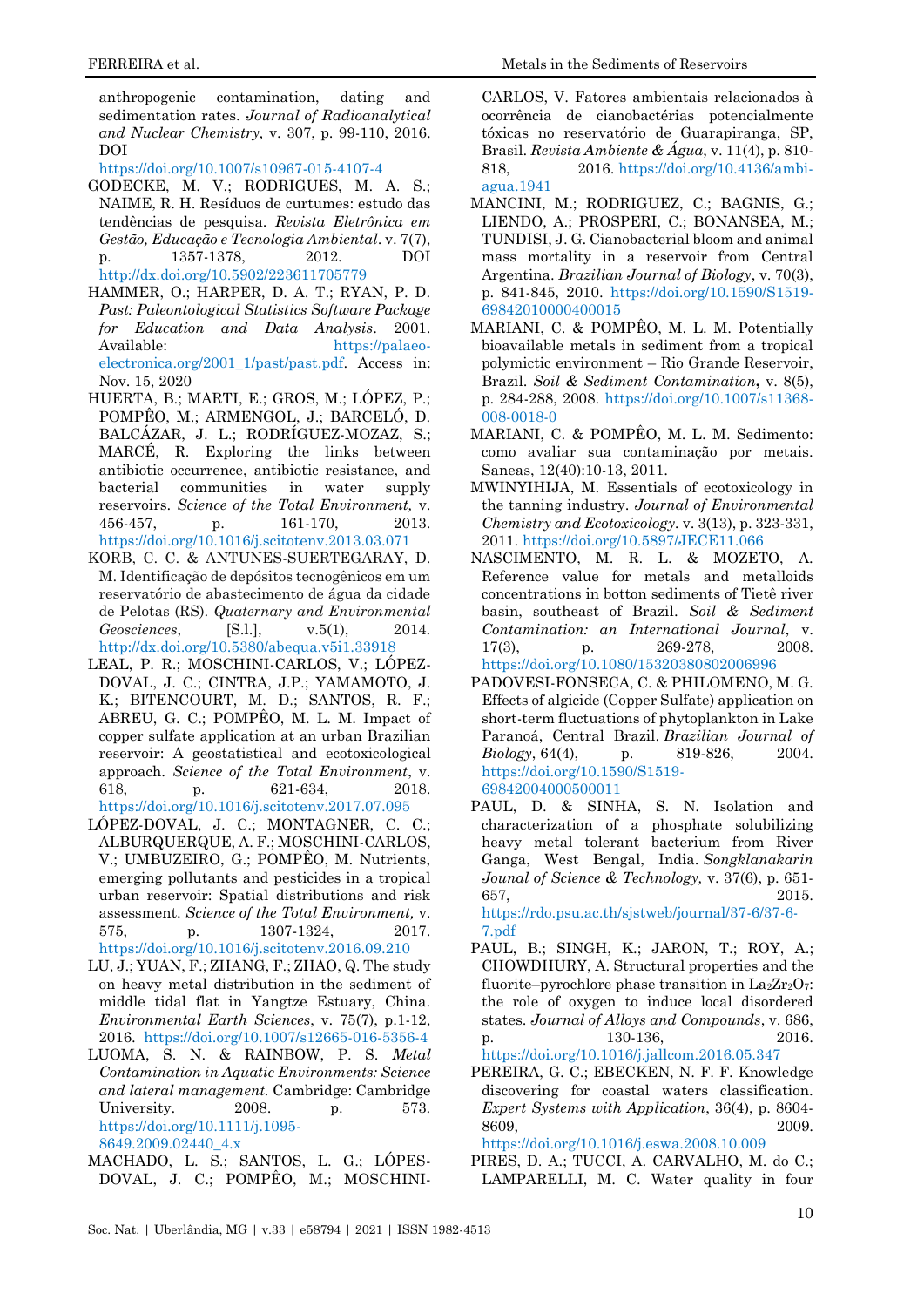anthropogenic contamination, dating and sedimentation rates. *Journal of Radioanalytical and Nuclear Chemistry,* v. 307, p. 99-110, 2016. DOI https://doi.org/10.1007/s10967-015-4107-4

GODECKE, M. V.; RODRIGUES, M. A. S.; NAIME, R. H. Resíduos de curtumes: estudo das tendências de pesquisa. *Revista Eletrônica em Gestão, Educação e Tecnologia Ambiental*. v. 7(7), p. 1357-1378, 2012. DOI http://dx.doi.org/10.5902/223611705779

HAMMER, O.; HARPER, D. A. T.; RYAN, P. D. *Past: Paleontological Statistics Software Package for Education and Data Analysis*. 2001. Available: https://palaeo-electronica.org/2001_1/past/past.pdf. Access in: Nov. 15, 2020

HUERTA, B.; MARTI, E.; GROS, M.; LÓPEZ, P.; POMPÊO, M.; ARMENGOL, J.; BARCELÓ, D. BALCÁZAR, J. L.; RODRÍGUEZ-MOZAZ, S.; MARCÉ, R. Exploring the links between antibiotic occurrence, antibiotic resistance, and bacterial communities in water supply reservoirs. *Science of the Total Environment,* v. 456-457, p. 161-170, 2013. https://doi.org/10.1016/j.scitotenv.2013.03.071

KORB, C. C. & ANTUNES-SUERTEGARAY, D. M. Identificação de depósitos tecnogênicos em um reservatório de abastecimento de água da cidade de Pelotas (RS). *Quaternary and Environmental Geosciences*, [S.l.], v.5(1), 2014. http://dx.doi.org/10.5380/abequa.v5i1.33918

LEAL, P. R.; MOSCHINI-CARLOS, V.; LÓPEZ-DOVAL, J. C.; CINTRA, J.P.; YAMAMOTO, J. K.; BITENCOURT, M. D.; SANTOS, R. F.; ABREU, G. C.; POMPÊO, M. L. M. Impact of copper sulfate application at an urban Brazilian reservoir: A geostatistical and ecotoxicological approach. *Science of the Total Environment*, v. 618, p. 621-634, 2018. https://doi.org/10.1016/j.scitotenv.2017.07.095

LÓPEZ-DOVAL, J. C.; MONTAGNER, C. C.; ALBURQUERQUE, A. F.; MOSCHINI-CARLOS, V.; UMBUZEIRO, G.; POMPÊO, M. Nutrients, emerging pollutants and pesticides in a tropical urban reservoir: Spatial distributions and risk assessment. *Science of the Total Environment,* v. 575, p. 1307-1324, 2017. https://doi.org/10.1016/j.scitotenv.2016.09.210

LU, J.; YUAN, F.; ZHANG, F.; ZHAO, Q. The study on heavy metal distribution in the sediment of middle tidal flat in Yangtze Estuary, China. *Environmental Earth Sciences*, v. 75(7), p.1-12, 2016. https://doi.org/10.1007/s12665-016-5356-4

LUOMA, S. N. & RAINBOW, P. S. *Metal Contamination in Aquatic Environments: Science and lateral management.* Cambridge: Cambridge University. 2008. p. 573. https://doi.org/10.1111/j.1095-8649.2009.02440_4.x

MACHADO, L. S.; SANTOS, L. G.; LÓPES-DOVAL, J. C.; POMPÊO, M.; MOSCHINI-CARLOS, V. Fatores ambientais relacionados à ocorrência de cianobactérias potencialmente tóxicas no reservatório de Guarapiranga, SP, Brasil. *Revista Ambiente & Água*, v. 11(4), p. 810-818, 2016. https://doi.org/10.4136/ambi-agua.1941

MANCINI, M.; RODRIGUEZ, C.; BAGNIS, G.; LIENDO, A.; PROSPERI, C.; BONANSEA, M.; TUNDISI, J. G. Cianobacterial bloom and animal mass mortality in a reservoir from Central Argentina. *Brazilian Journal of Biology*, v. 70(3), p. 841-845, 2010. https://doi.org/10.1590/S1519-69842010000400015

MARIANI, C. & POMPÊO, M. L. M. Potentially bioavailable metals in sediment from a tropical polymictic environment – Rio Grande Reservoir, Brazil. *Soil & Sediment Contamination***,** v. 8(5), p. 284-288, 2008. https://doi.org/10.1007/s11368-008-0018-0

MARIANI, C. & POMPÊO, M. L. M. Sedimento: como avaliar sua contaminação por metais. Saneas, 12(40):10-13, 2011.

MWINYIHIJA, M. Essentials of ecotoxicology in the tanning industry. *Journal of Environmental Chemistry and Ecotoxicology*. v. 3(13), p. 323-331, 2011. https://doi.org/10.5897/JECE11.066

NASCIMENTO, M. R. L. & MOZETO, A. Reference value for metals and metalloids concentrations in botton sediments of Tietê river basin, southeast of Brazil. *Soil & Sediment Contamination: an International Journal*, v. 17(3), p. 269-278, 2008. https://doi.org/10.1080/15320380802006996

PADOVESI-FONSECA, C. & PHILOMENO, M. G. Effects of algicide (Copper Sulfate) application on short-term fluctuations of phytoplankton in Lake Paranoá, Central Brazil. *Brazilian Journal of Biology*, 64(4), p. 819-826, 2004. https://doi.org/10.1590/S1519-69842004000500011

PAUL, D. & SINHA, S. N. Isolation and characterization of a phosphate solubilizing heavy metal tolerant bacterium from River Ganga, West Bengal, India. *Songklanakarin Jounal of Science & Technology,* v. 37(6), p. 651-657, 2015. https://rdo.psu.ac.th/sjstweb/journal/37-6/37-6-7.pdf

PAUL, B.; SINGH, K.; JARON, T.; ROY, A.; CHOWDHURY, A. Structural properties and the fluorite–pyrochlore phase transition in $La_2Zr_2O_7$: the role of oxygen to induce local disordered states. *Journal of Alloys and Compounds*, v. 686, p. 130-136, 2016. https://doi.org/10.1016/j.jallcom.2016.05.347

PEREIRA, G. C.; EBECKEN, N. F. F. Knowledge discovering for coastal waters classification. *Expert Systems with Application*, 36(4), p. 8604-8609, 2009. https://doi.org/10.1016/j.eswa.2008.10.009

PIRES, D. A.; TUCCI, A. CARVALHO, M. do C.; LAMPARELLI, M. C. Water quality in four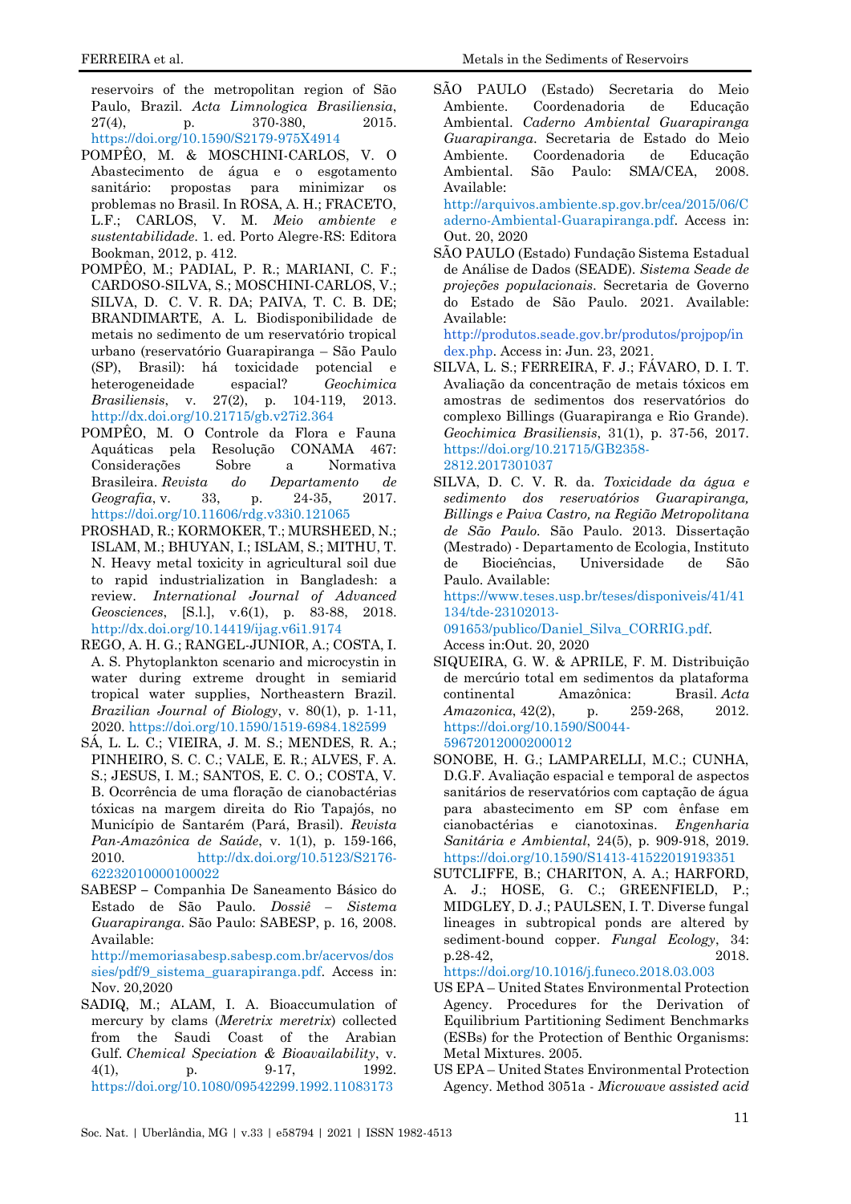reservoirs of the metropolitan region of São Paulo, Brazil. *Acta Limnologica Brasiliensia*, 27(4), p. 370-380, 2015. https://doi.org/10.1590/S2179-975X4914

POMPÊO, M. & MOSCHINI-CARLOS, V. O Abastecimento de água e o esgotamento sanitário: propostas para minimizar os problemas no Brasil. In ROSA, A. H.; FRACETO, L.F.; CARLOS, V. M. *Meio ambiente e sustentabilidade*. 1. ed. Porto Alegre-RS: Editora Bookman, 2012, p. 412.

POMPÊO, M.; PADIAL, P. R.; MARIANI, C. F.; CARDOSO-SILVA, S.; MOSCHINI-CARLOS, V.; SILVA, D. C. V. R. DA; PAIVA, T. C. B. DE; BRANDIMARTE, A. L. Biodisponibilidade de metais no sedimento de um reservatório tropical urbano (reservatório Guarapiranga – São Paulo (SP), Brasil): há toxicidade potencial e heterogeneidade espacial? *Geochimica Brasiliensis*, v. 27(2), p. 104-119, 2013. http://dx.doi.org/10.21715/gb.v27i2.364

POMPÊO, M. O Controle da Flora e Fauna Aquáticas pela Resolução CONAMA 467: Considerações Sobre a Normativa Brasileira. *Revista do Departamento de Geografia*, v. 33, p. 24-35, 2017. https://doi.org/10.11606/rdg.v33i0.121065

PROSHAD, R.; KORMOKER, T.; MURSHEED, N.; ISLAM, M.; BHUYAN, I.; ISLAM, S.; MITHU, T. N. Heavy metal toxicity in agricultural soil due to rapid industrialization in Bangladesh: a review. *International Journal of Advanced Geosciences*, [S.l.], v.6(1), p. 83-88, 2018. http://dx.doi.org/10.14419/ijag.v6i1.9174

REGO, A. H. G.; RANGEL-JUNIOR, A.; COSTA, I. A. S. Phytoplankton scenario and microcystin in water during extreme drought in semiarid tropical water supplies, Northeastern Brazil. *Brazilian Journal of Biology*, v. 80(1), p. 1-11, 2020. https://doi.org/10.1590/1519-6984.182599

SÁ, L. L. C.; VIEIRA, J. M. S.; MENDES, R. A.; PINHEIRO, S. C. C.; VALE, E. R.; ALVES, F. A. S.; JESUS, I. M.; SANTOS, E. C. O.; COSTA, V. B. Ocorrência de uma floração de cianobactérias tóxicas na margem direita do Rio Tapajós, no Município de Santarém (Pará, Brasil). *Revista Pan-Amazônica de Saúde*, v. 1(1), p. 159-166, 2010. http://dx.doi.org/10.5123/S2176-62232010000100022

SABESP – Companhia De Saneamento Básico do Estado de São Paulo. *Dossiê – Sistema Guarapiranga*. São Paulo: SABESP, p. 16, 2008. Available: http://memoriasabesp.sabesp.com.br/acervos/dossies/pdf/9_sistema_guarapiranga.pdf. Access in: Nov. 20,2020

SADIQ, M.; ALAM, I. A. Bioaccumulation of mercury by clams (*Meretrix meretrix*) collected from the Saudi Coast of the Arabian Gulf. *Chemical Speciation & Bioavailability*, v. 4(1), p. 9-17, 1992. https://doi.org/10.1080/09542299.1992.11083173

SÃO PAULO (Estado) Secretaria do Meio Ambiente. Coordenadoria de Educação Ambiental. *Caderno Ambiental Guarapiranga Guarapiranga*. Secretaria de Estado do Meio Ambiente. Coordenadoria de Educação Ambiental. São Paulo: SMA/CEA, 2008. Available: http://arquivos.ambiente.sp.gov.br/cea/2015/06/Caderno-Ambiental-Guarapiranga.pdf. Access in: Out. 20, 2020

SÃO PAULO (Estado) Fundação Sistema Estadual de Análise de Dados (SEADE). *Sistema Seade de projeções populacionais*. Secretaria de Governo do Estado de São Paulo. 2021. Available: Available: http://produtos.seade.gov.br/produtos/projpop/index.php. Access in: Jun. 23, 2021.

SILVA, L. S.; FERREIRA, F. J.; FÁVARO, D. I. T. Avaliação da concentração de metais tóxicos em amostras de sedimentos dos reservatórios do complexo Billings (Guarapiranga e Rio Grande). *Geochimica Brasiliensis*, 31(1), p. 37-56, 2017. https://doi.org/10.21715/GB2358-2812.2017301037

SILVA, D. C. V. R. da. *Toxicidade da água e sedimento dos reservatórios Guarapiranga, Billings e Paiva Castro, na Região Metropolitana de São Paulo*. São Paulo. 2013. Dissertação (Mestrado) - Departamento de Ecologia, Instituto de Biociências, Universidade de São Paulo. Available: https://www.teses.usp.br/teses/disponiveis/41/41134/tde-23102013-091653/publico/Daniel_Silva_CORRIG.pdf. Access in:Out. 20, 2020

SIQUEIRA, G. W. & APRILE, F. M. Distribuição de mercúrio total em sedimentos da plataforma continental Amazônica: Brasil. *Acta Amazonica*, 42(2), p. 259-268, 2012. https://doi.org/10.1590/S0044-59672012000200012

SONOBE, H. G.; LAMPARELLI, M.C.; CUNHA, D.G.F. Avaliação espacial e temporal de aspectos sanitários de reservatórios com captação de água para abastecimento em SP com ênfase em cianobactérias e cianotoxinas. *Engenharia Sanitária e Ambiental*, 24(5), p. 909-918, 2019. https://doi.org/10.1590/S1413-41522019193351

SUTCLIFFE, B.; CHARITON, A. A.; HARFORD, A. J.; HOSE, G. C.; GREENFIELD, P.; MIDGLEY, D. J.; PAULSEN, I. T. Diverse fungal lineages in subtropical ponds are altered by sediment-bound copper. *Fungal Ecology*, 34: p.28-42, 2018. https://doi.org/10.1016/j.funeco.2018.03.003

US EPA – United States Environmental Protection Agency. Procedures for the Derivation of Equilibrium Partitioning Sediment Benchmarks (ESBs) for the Protection of Benthic Organisms: Metal Mixtures. 2005.

US EPA – United States Environmental Protection Agency. Method 3051a - *Microwave assisted acid*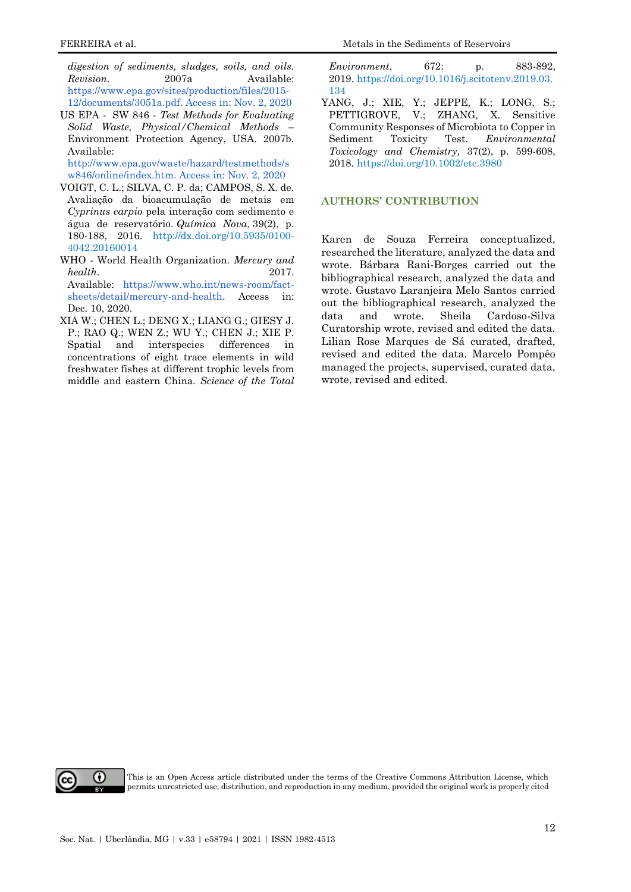digestion of sediments, sludges, soils, and oils. *Revision*. 2007a Available: https://www.epa.gov/sites/production/files/2015-12/documents/3051a.pdf. Access in: Nov. 2, 2020

US EPA - SW 846 - *Test Methods for Evaluating Solid Waste, Physical/Chemical Methods* – Environment Protection Agency, USA. 2007b. Available: http://www.epa.gov/waste/hazard/testmethods/sw846/online/index.htm. Access in: Nov. 2, 2020

VOIGT, C. L.; SILVA, C. P. da; CAMPOS, S. X. de. Avaliação da bioacumulação de metais em *Cyprinus carpio* pela interação com sedimento e água de reservatório. *Química Nova*, 39(2), p. 180-188, 2016. http://dx.doi.org/10.5935/0100-4042.20160014

WHO - World Health Organization. *Mercury and health*. 2017. Available: https://www.who.int/news-room/fact-sheets/detail/mercury-and-health. Access in: Dec. 10, 2020.

XIA W.; CHEN L.; DENG X.; LIANG G.; GIESY J. P.; RAO Q.; WEN Z.; WU Y.; CHEN J.; XIE P. Spatial and interspecies differences in concentrations of eight trace elements in wild freshwater fishes at different trophic levels from middle and eastern China. *Science of the Total Environment*, 672: p. 883-892, 2019. https://doi.org/10.1016/j.scitotenv.2019.03.134

YANG, J.; XIE, Y.; JEPPE, K.; LONG, S.; PETTIGROVE, V.; ZHANG, X. Sensitive Community Responses of Microbiota to Copper in Sediment Toxicity Test. *Environmental Toxicology and Chemistry,* 37(2), p. 599-608, 2018. https://doi.org/10.1002/etc.3980

## AUTHORS' CONTRIBUTION

Karen de Souza Ferreira conceptualized, researched the literature, analyzed the data and wrote. Bárbara Rani-Borges carried out the bibliographical research, analyzed the data and wrote. Gustavo Laranjeira Melo Santos carried out the bibliographical research, analyzed the data and wrote. Sheila Cardoso-Silva Curatorship wrote, revised and edited the data. Lilian Rose Marques de Sá curated, drafted, revised and edited the data. Marcelo Pompêo managed the projects, supervised, curated data, wrote, revised and edited.

This is an Open Access article distributed under the terms of the Creative Commons Attribution License, which permits unrestricted use, distribution, and reproduction in any medium, provided the original work is properly cited